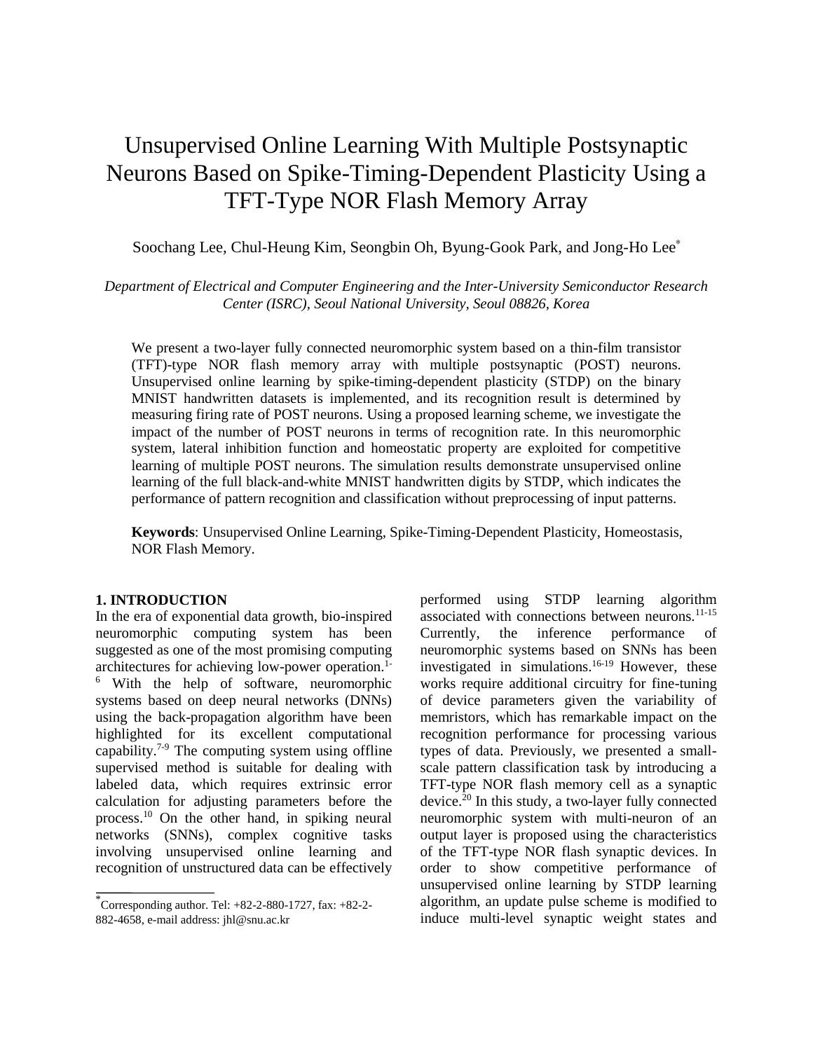# Unsupervised Online Learning With Multiple Postsynaptic Neurons Based on Spike-Timing-Dependent Plasticity Using a TFT-Type NOR Flash Memory Array

Soochang Lee, Chul-Heung Kim, Seongbin Oh, Byung-Gook Park, and Jong-Ho Lee[*]

*Department of Electrical and Computer Engineering and the Inter-University Semiconductor Research Center (ISRC), Seoul National University, Seoul 08826, Korea*

We present a two-layer fully connected neuromorphic system based on a thin-film transistor (TFT)-type NOR flash memory array with multiple postsynaptic (POST) neurons. Unsupervised online learning by spike-timing-dependent plasticity (STDP) on the binary MNIST handwritten datasets is implemented, and its recognition result is determined by measuring firing rate of POST neurons. Using a proposed learning scheme, we investigate the impact of the number of POST neurons in terms of recognition rate. In this neuromorphic system, lateral inhibition function and homeostatic property are exploited for competitive learning of multiple POST neurons. The simulation results demonstrate unsupervised online learning of the full black-and-white MNIST handwritten digits by STDP, which indicates the performance of pattern recognition and classification without preprocessing of input patterns.

**Keywords**: Unsupervised Online Learning, Spike-Timing-Dependent Plasticity, Homeostasis, NOR Flash Memory.

## 1. INTRODUCTION

In the era of exponential data growth, bio-inspired neuromorphic computing system has been suggested as one of the most promising computing architectures for achieving low-power operation.[1-6] With the help of software, neuromorphic systems based on deep neural networks (DNNs) using the back-propagation algorithm have been highlighted for its excellent computational capability.[7-9] The computing system using offline supervised method is suitable for dealing with labeled data, which requires extrinsic error calculation for adjusting parameters before the process.[10] On the other hand, in spiking neural networks (SNNs), complex cognitive tasks involving unsupervised online learning and recognition of unstructured data can be effectively performed using STDP learning algorithm associated with connections between neurons.[11-15] Currently, the inference performance of neuromorphic systems based on SNNs has been investigated in simulations.[16-19] However, these works require additional circuitry for fine-tuning of device parameters given the variability of memristors, which has remarkable impact on the recognition performance for processing various types of data. Previously, we presented a small-scale pattern classification task by introducing a TFT-type NOR flash memory cell as a synaptic device.[20] In this study, a two-layer fully connected neuromorphic system with multi-neuron of an output layer is proposed using the characteristics of the TFT-type NOR flash synaptic devices. In order to show competitive performance of unsupervised online learning by STDP learning algorithm, an update pulse scheme is modified to induce multi-level synaptic weight states and

[*] Corresponding author. Tel: +82-2-880-1727, fax: +82-2-882-4658, e-mail address: jhl@snu.ac.kr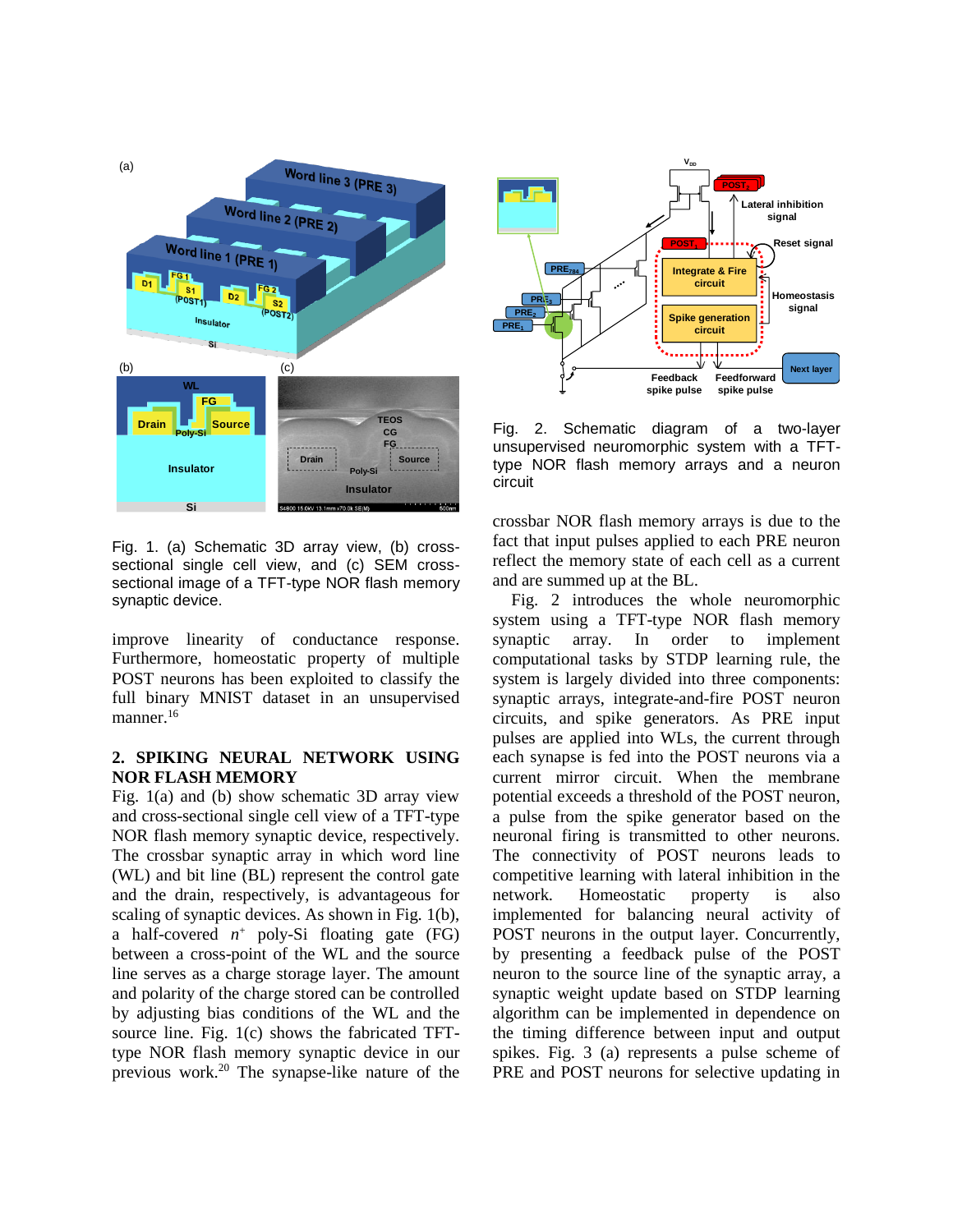Fig. 1. (a) Schematic 3D array view, (b) cross-sectional single cell view, and (c) SEM cross-sectional image of a TFT-type NOR flash memory synaptic device.

improve linearity of conductance response. Furthermore, homeostatic property of multiple POST neurons has been exploited to classify the full binary MNIST dataset in an unsupervised manner.[16]

## 2. SPIKING NEURAL NETWORK USING NOR FLASH MEMORY

Fig. 1(a) and (b) show schematic 3D array view and cross-sectional single cell view of a TFT-type NOR flash memory synaptic device, respectively. The crossbar synaptic array in which word line (WL) and bit line (BL) represent the control gate and the drain, respectively, is advantageous for scaling of synaptic devices. As shown in Fig. 1(b), a half-covered $n^+$ poly-Si floating gate (FG) between a cross-point of the WL and the source line serves as a charge storage layer. The amount and polarity of the charge stored can be controlled by adjusting bias conditions of the WL and the source line. Fig. 1(c) shows the fabricated TFT-type NOR flash memory synaptic device in our previous work.[20] The synapse-like nature of the crossbar NOR flash memory arrays is due to the fact that input pulses applied to each PRE neuron reflect the memory state of each cell as a current and are summed up at the BL.

Fig. 2. Schematic diagram of a two-layer unsupervised neuromorphic system with a TFT-type NOR flash memory arrays and a neuron circuit

Fig. 2 introduces the whole neuromorphic system using a TFT-type NOR flash memory synaptic array. In order to implement computational tasks by STDP learning rule, the system is largely divided into three components: synaptic arrays, integrate-and-fire POST neuron circuits, and spike generators. As PRE input pulses are applied into WLs, the current through each synapse is fed into the POST neurons via a current mirror circuit. When the membrane potential exceeds a threshold of the POST neuron, a pulse from the spike generator based on the neuronal firing is transmitted to other neurons. The connectivity of POST neurons leads to competitive learning with lateral inhibition in the network. Homeostatic property is also implemented for balancing neural activity of POST neurons in the output layer. Concurrently, by presenting a feedback pulse of the POST neuron to the source line of the synaptic array, a synaptic weight update based on STDP learning algorithm can be implemented in dependence on the timing difference between input and output spikes. Fig. 3 (a) represents a pulse scheme of PRE and POST neurons for selective updating in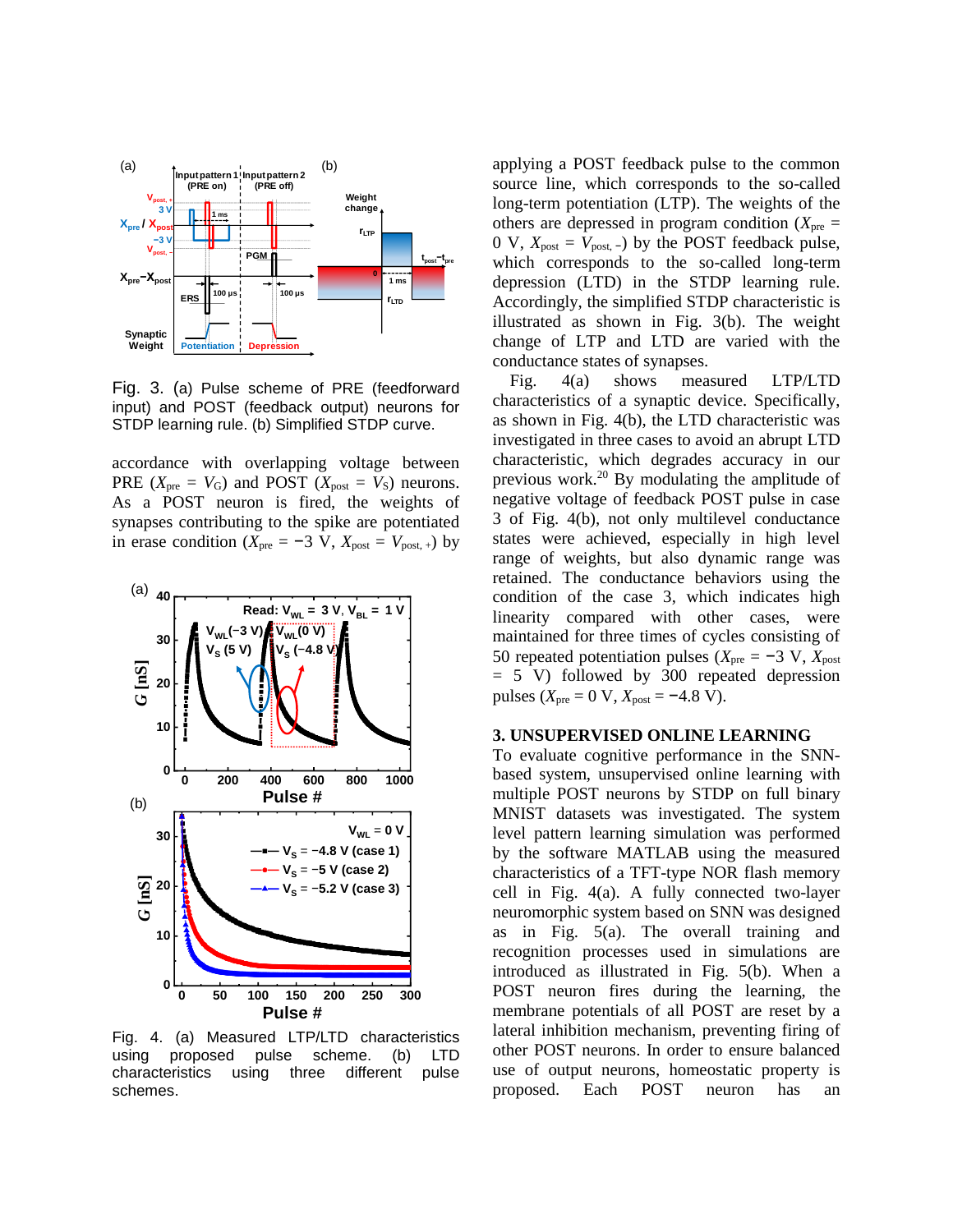Fig. 3. (a) Pulse scheme of PRE (feedforward input) and POST (feedback output) neurons for STDP learning rule. (b) Simplified STDP curve.

accordance with overlapping voltage between PRE ($X_{pre}$ = $V_G$) and POST ($X_{post}$ = $V_S$) neurons. As a POST neuron is fired, the weights of synapses contributing to the spike are potentiated in erase condition ($X_{pre}$ = −3 V, $X_{post}$ = $V_{post,+}$) by applying a POST feedback pulse to the common source line, which corresponds to the so-called long-term potentiation (LTP). The weights of the others are depressed in program condition ($X_{pre}$ = 0 V, $X_{post}$ = $V_{post,-}$) by the POST feedback pulse, which corresponds to the so-called long-term depression (LTD) in the STDP learning rule. Accordingly, the simplified STDP characteristic is illustrated as shown in Fig. 3(b). The weight change of LTP and LTD are varied with the conductance states of synapses.

Fig. 4. (a) Measured LTP/LTD characteristics using proposed pulse scheme. (b) LTD characteristics using three different pulse schemes.

Fig. 4(a) shows measured LTP/LTD characteristics of a synaptic device. Specifically, as shown in Fig. 4(b), the LTD characteristic was investigated in three cases to avoid an abrupt LTD characteristic, which degrades accuracy in our previous work.[20] By modulating the amplitude of negative voltage of feedback POST pulse in case 3 of Fig. 4(b), not only multilevel conductance states were achieved, especially in high level range of weights, but also dynamic range was retained. The conductance behaviors using the condition of the case 3, which indicates high linearity compared with other cases, were maintained for three times of cycles consisting of 50 repeated potentiation pulses ($X_{pre}$ = −3 V, $X_{post}$ = 5 V) followed by 300 repeated depression pulses ($X_{pre}$ = 0 V, $X_{post}$ = −4.8 V).

## 3. UNSUPERVISED ONLINE LEARNING

To evaluate cognitive performance in the SNN-based system, unsupervised online learning with multiple POST neurons by STDP on full binary MNIST datasets was investigated. The system level pattern learning simulation was performed by the software MATLAB using the measured characteristics of a TFT-type NOR flash memory cell in Fig. 4(a). A fully connected two-layer neuromorphic system based on SNN was designed as in Fig. 5(a). The overall training and recognition processes used in simulations are introduced as illustrated in Fig. 5(b). When a POST neuron fires during the learning, the membrane potentials of all POST are reset by a lateral inhibition mechanism, preventing firing of other POST neurons. In order to ensure balanced use of output neurons, homeostatic property is proposed. Each POST neuron has an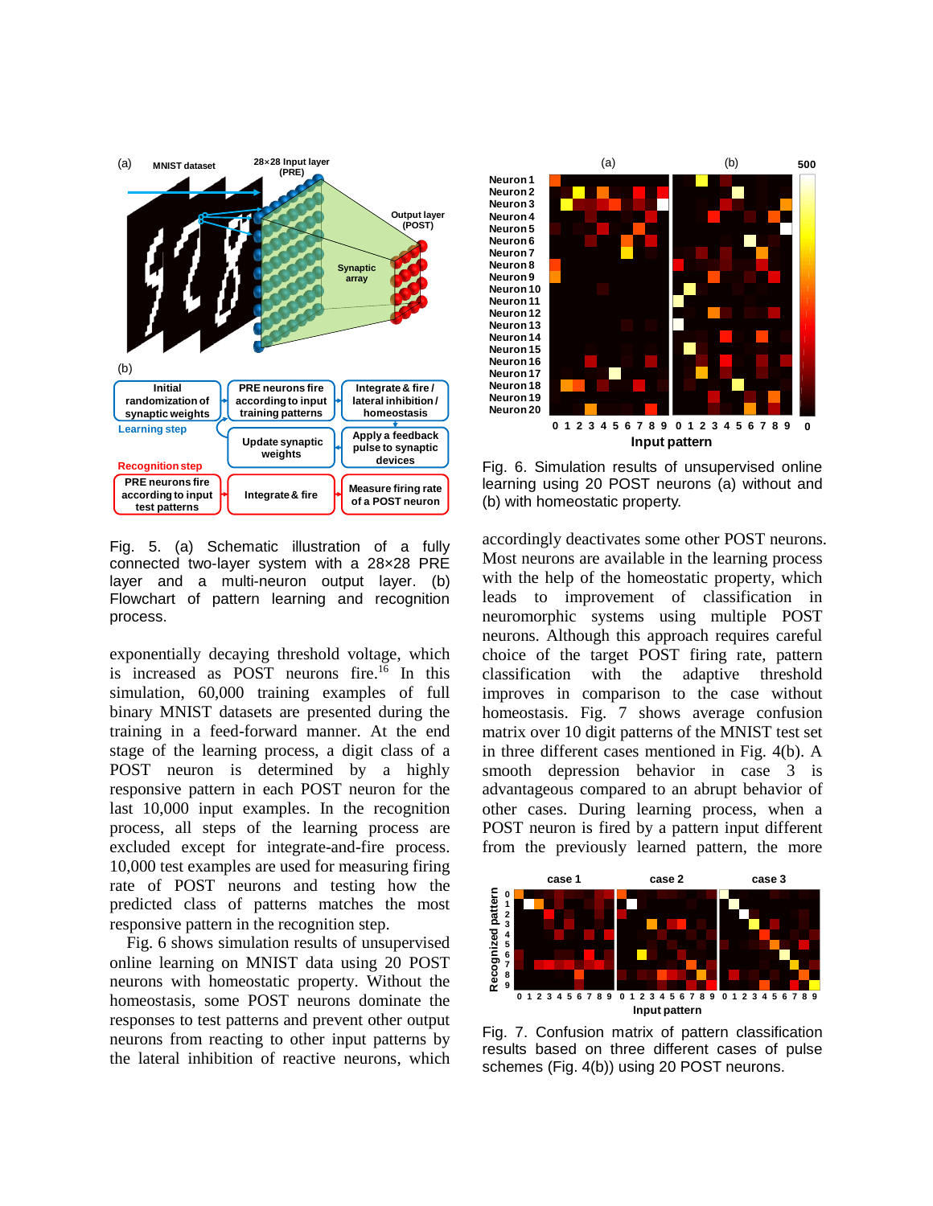Fig. 5. (a) Schematic illustration of a fully connected two-layer system with a 28×28 PRE layer and a multi-neuron output layer. (b) Flowchart of pattern learning and recognition process.

exponentially decaying threshold voltage, which is increased as POST neurons fire.[16] In this simulation, 60,000 training examples of full binary MNIST datasets are presented during the training in a feed-forward manner. At the end stage of the learning process, a digit class of a POST neuron is determined by a highly responsive pattern in each POST neuron for the last 10,000 input examples. In the recognition process, all steps of the learning process are excluded except for integrate-and-fire process. 10,000 test examples are used for measuring firing rate of POST neurons and testing how the predicted class of patterns matches the most responsive pattern in the recognition step.

Fig. 6 shows simulation results of unsupervised online learning on MNIST data using 20 POST neurons with homeostatic property. Without the homeostasis, some POST neurons dominate the responses to test patterns and prevent other output neurons from reacting to other input patterns by the lateral inhibition of reactive neurons, which accordingly deactivates some other POST neurons. Most neurons are available in the learning process with the help of the homeostatic property, which leads to improvement of classification in neuromorphic systems using multiple POST neurons. Although this approach requires careful choice of the target POST firing rate, pattern classification with the adaptive threshold improves in comparison to the case without homeostasis. Fig. 7 shows average confusion matrix over 10 digit patterns of the MNIST test set in three different cases mentioned in Fig. 4(b). A smooth depression behavior in case 3 is advantageous compared to an abrupt behavior of other cases. During learning process, when a POST neuron is fired by a pattern input different from the previously learned pattern, the more

Fig. 6. Simulation results of unsupervised online learning using 20 POST neurons (a) without and (b) with homeostatic property.

Fig. 7. Confusion matrix of pattern classification results based on three different cases of pulse schemes (Fig. 4(b)) using 20 POST neurons.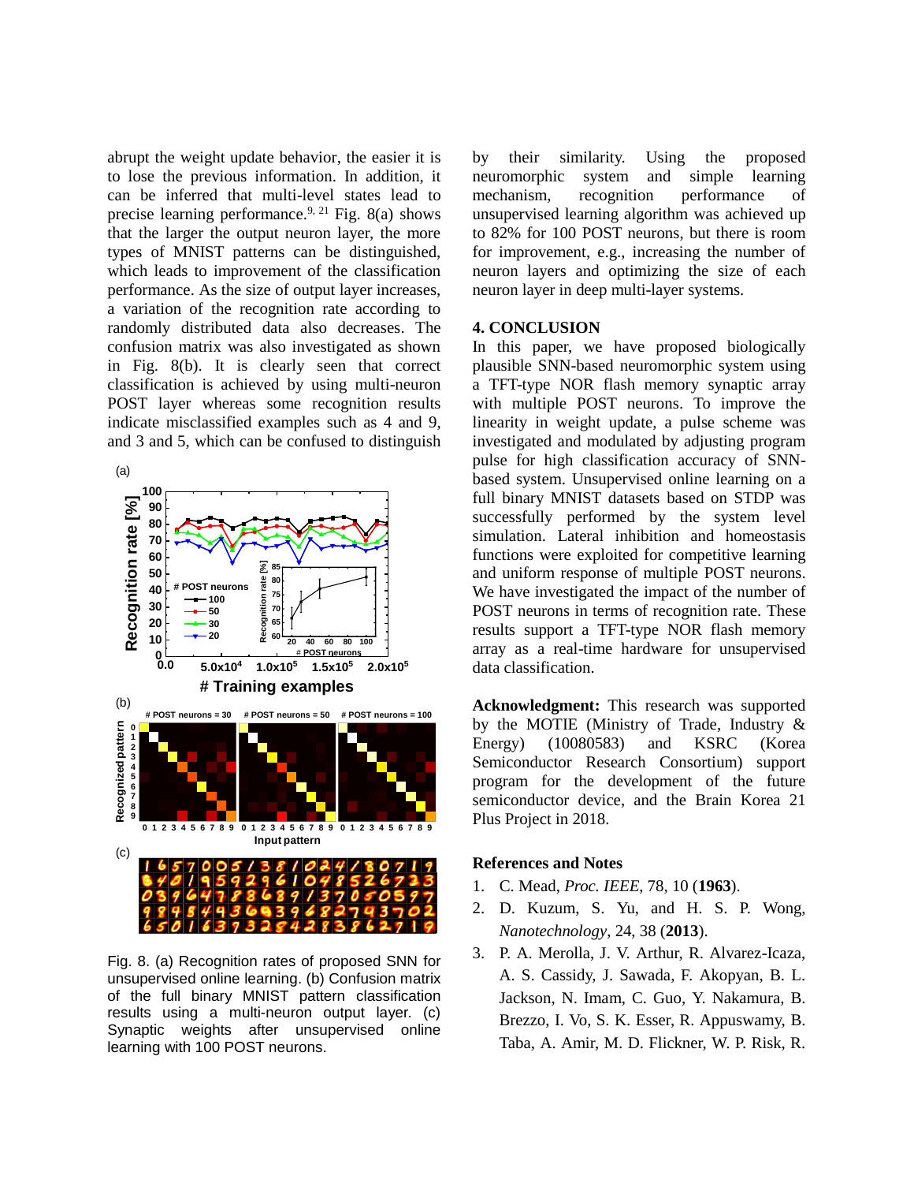abrupt the weight update behavior, the easier it is to lose the previous information. In addition, it can be inferred that multi-level states lead to precise learning performance.[9, 21] Fig. 8(a) shows that the larger the output neuron layer, the more types of MNIST patterns can be distinguished, which leads to improvement of the classification performance. As the size of output layer increases, a variation of the recognition rate according to randomly distributed data also decreases. The confusion matrix was also investigated as shown in Fig. 8(b). It is clearly seen that correct classification is achieved by using multi-neuron POST layer whereas some recognition results indicate misclassified examples such as 4 and 9, and 3 and 5, which can be confused to distinguish by their similarity. Using the proposed neuromorphic system and simple learning mechanism, recognition performance of unsupervised learning algorithm was achieved up to 82% for 100 POST neurons, but there is room for improvement, e.g., increasing the number of neuron layers and optimizing the size of each neuron layer in deep multi-layer systems.

Fig. 8. (a) Recognition rates of proposed SNN for unsupervised online learning. (b) Confusion matrix of the full binary MNIST pattern classification results using a multi-neuron output layer. (c) Synaptic weights after unsupervised online learning with 100 POST neurons.

## 4. CONCLUSION

In this paper, we have proposed biologically plausible SNN-based neuromorphic system using a TFT-type NOR flash memory synaptic array with multiple POST neurons. To improve the linearity in weight update, a pulse scheme was investigated and modulated by adjusting program pulse for high classification accuracy of SNN-based system. Unsupervised online learning on a full binary MNIST datasets based on STDP was successfully performed by the system level simulation. Lateral inhibition and homeostasis functions were exploited for competitive learning and uniform response of multiple POST neurons. We have investigated the impact of the number of POST neurons in terms of recognition rate. These results support a TFT-type NOR flash memory array as a real-time hardware for unsupervised data classification.

**Acknowledgment:** This research was supported by the MOTIE (Ministry of Trade, Industry & Energy) (10080583) and KSRC (Korea Semiconductor Research Consortium) support program for the development of the future semiconductor device, and the Brain Korea 21 Plus Project in 2018.

## References and Notes

1. C. Mead, *Proc. IEEE*, 78, 10 (**1963**).
2. D. Kuzum, S. Yu, and H. S. P. Wong, *Nanotechnology*, 24, 38 (**2013**).
3. P. A. Merolla, J. V. Arthur, R. Alvarez-Icaza, A. S. Cassidy, J. Sawada, F. Akopyan, B. L. Jackson, N. Imam, C. Guo, Y. Nakamura, B. Brezzo, I. Vo, S. K. Esser, R. Appuswamy, B. Taba, A. Amir, M. D. Flickner, W. P. Risk, R.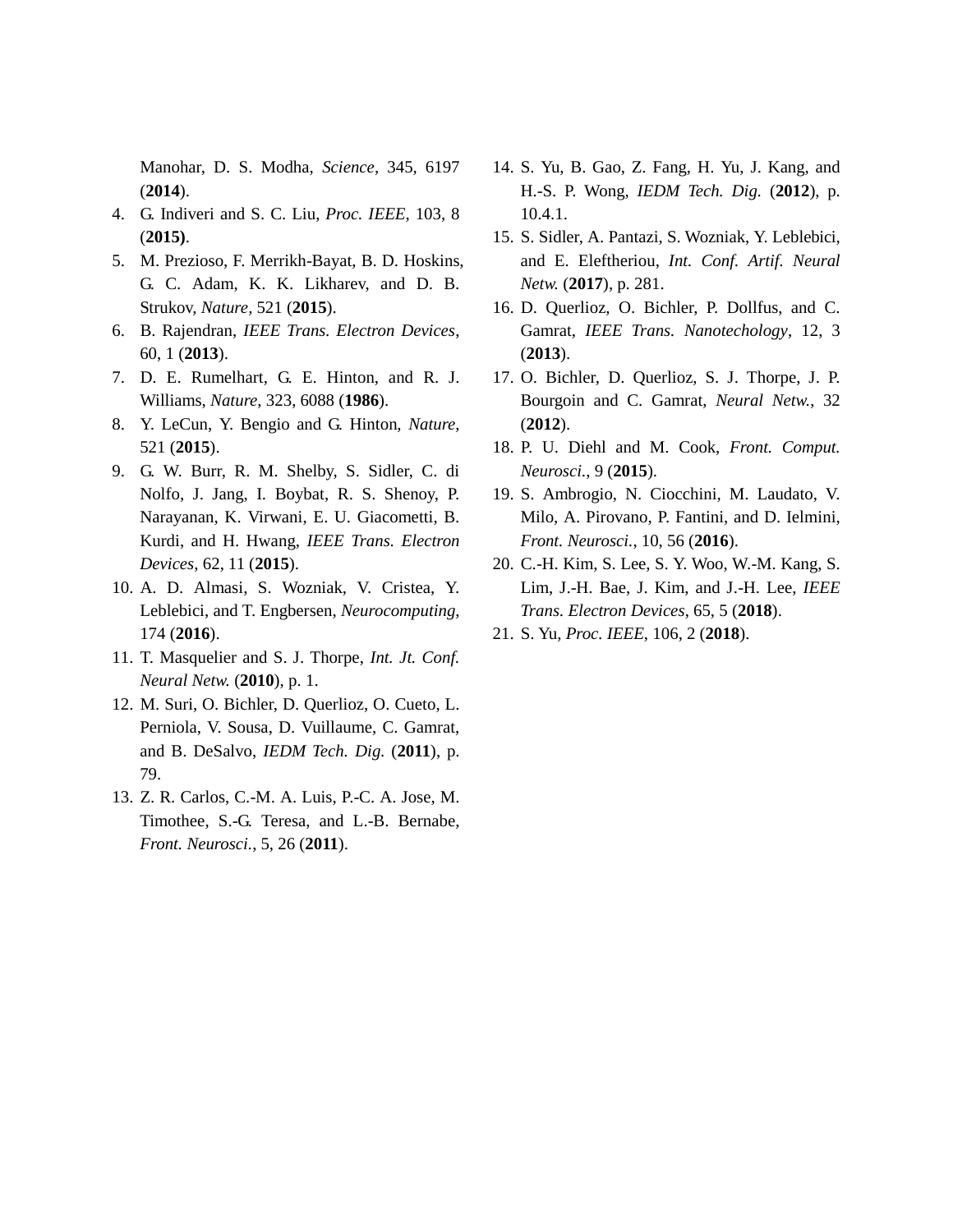Manohar, D. S. Modha, *Science*, 345, 6197 (**2014**).

4. G. Indiveri and S. C. Liu, *Proc. IEEE*, 103, 8 (**2015)**.
5. M. Prezioso, F. Merrikh-Bayat, B. D. Hoskins, G. C. Adam, K. K. Likharev, and D. B. Strukov, *Nature*, 521 (**2015**).
6. B. Rajendran, *IEEE Trans. Electron Devices*, 60, 1 (**2013**).
7. D. E. Rumelhart, G. E. Hinton, and R. J. Williams, *Nature*, 323, 6088 (**1986**).
8. Y. LeCun, Y. Bengio and G. Hinton, *Nature*, 521 (**2015**).
9. G. W. Burr, R. M. Shelby, S. Sidler, C. di Nolfo, J. Jang, I. Boybat, R. S. Shenoy, P. Narayanan, K. Virwani, E. U. Giacometti, B. Kurdi, and H. Hwang, *IEEE Trans. Electron Devices*, 62, 11 (**2015**).
10. A. D. Almasi, S. Wozniak, V. Cristea, Y. Leblebici, and T. Engbersen, *Neurocomputing*, 174 (**2016**).
11. T. Masquelier and S. J. Thorpe, *Int. Jt. Conf. Neural Netw.* (**2010**), p. 1.
12. M. Suri, O. Bichler, D. Querlioz, O. Cueto, L. Perniola, V. Sousa, D. Vuillaume, C. Gamrat, and B. DeSalvo, *IEDM Tech. Dig.* (**2011**), p. 79.
13. Z. R. Carlos, C.-M. A. Luis, P.-C. A. Jose, M. Timothee, S.-G. Teresa, and L.-B. Bernabe, *Front. Neurosci.*, 5, 26 (**2011**).
14. S. Yu, B. Gao, Z. Fang, H. Yu, J. Kang, and H.-S. P. Wong, *IEDM Tech. Dig.* (**2012**), p. 10.4.1.
15. S. Sidler, A. Pantazi, S. Wozniak, Y. Leblebici, and E. Eleftheriou, *Int. Conf. Artif. Neural Netw.* (**2017**), p. 281.
16. D. Querlioz, O. Bichler, P. Dollfus, and C. Gamrat, *IEEE Trans. Nanotechology*, 12, 3 (**2013**).
17. O. Bichler, D. Querlioz, S. J. Thorpe, J. P. Bourgoin and C. Gamrat, *Neural Netw.*, 32 (**2012**).
18. P. U. Diehl and M. Cook, *Front. Comput. Neurosci.*, 9 (**2015**).
19. S. Ambrogio, N. Ciocchini, M. Laudato, V. Milo, A. Pirovano, P. Fantini, and D. Ielmini, *Front. Neurosci.*, 10, 56 (**2016**).
20. C.-H. Kim, S. Lee, S. Y. Woo, W.-M. Kang, S. Lim, J.-H. Bae, J. Kim, and J.-H. Lee, *IEEE Trans. Electron Devices*, 65, 5 (**2018**).
21. S. Yu, *Proc. IEEE*, 106, 2 (**2018**).